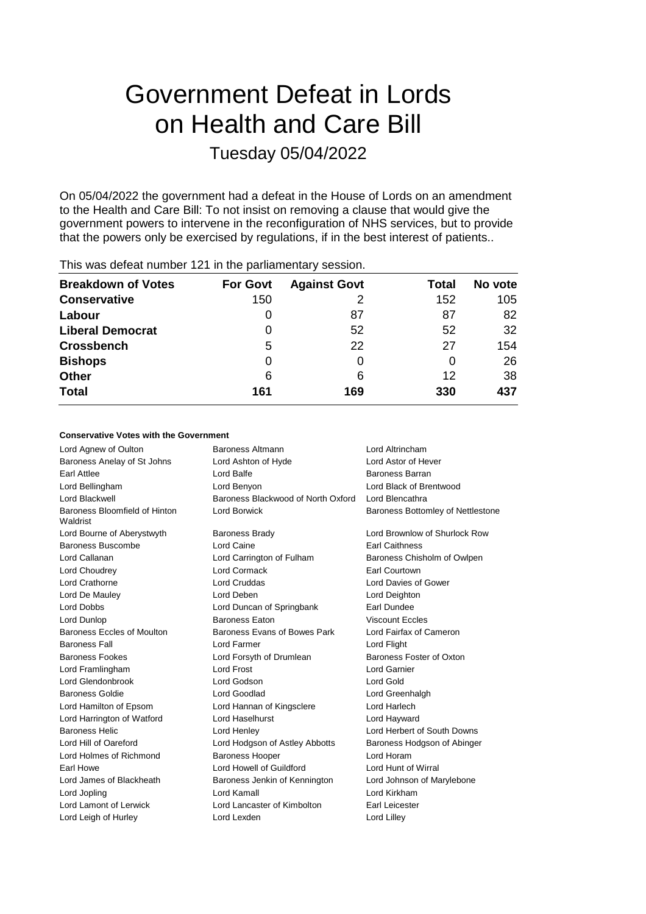# Government Defeat in Lords on Health and Care Bill

## Tuesday 05/04/2022

On 05/04/2022 the government had a defeat in the House of Lords on an amendment to the Health and Care Bill: To not insist on removing a clause that would give the government powers to intervene in the reconfiguration of NHS services, but to provide that the powers only be exercised by regulations, if in the best interest of patients..

This was defeat number 121 in the parliamentary session.

| Breakdown of Votes | For Govt | Against Govt | Total | No vote |
|---|---|---|---|---|
| **Conservative** | 150 | 2 | 152 | 105 |
| **Labour** | 0 | 87 | 87 | 82 |
| **Liberal Democrat** | 0 | 52 | 52 | 32 |
| **Crossbench** | 5 | 22 | 27 | 154 |
| **Bishops** | 0 | 0 | 0 | 26 |
| **Other** | 6 | 6 | 12 | 38 |
| **Total** | **161** | **169** | **330** | **437** |

#### Conservative Votes with the Government

| | | |
|---|---|---|
| Lord Agnew of Oulton | Baroness Altmann | Lord Altrincham |
| Baroness Anelay of St Johns | Lord Ashton of Hyde | Lord Astor of Hever |
| Earl Attlee | Lord Balfe | Baroness Barran |
| Lord Bellingham | Lord Benyon | Lord Black of Brentwood |
| Lord Blackwell | Baroness Blackwood of North Oxford | Lord Blencathra |
| Baroness Bloomfield of Hinton Waldrist | Lord Borwick | Baroness Bottomley of Nettlestone |
| Lord Bourne of Aberystwyth | Baroness Brady | Lord Brownlow of Shurlock Row |
| Baroness Buscombe | Lord Caine | Earl Caithness |
| Lord Callanan | Lord Carrington of Fulham | Baroness Chisholm of Owlpen |
| Lord Choudrey | Lord Cormack | Earl Courtown |
| Lord Crathorne | Lord Cruddas | Lord Davies of Gower |
| Lord De Mauley | Lord Deben | Lord Deighton |
| Lord Dobbs | Lord Duncan of Springbank | Earl Dundee |
| Lord Dunlop | Baroness Eaton | Viscount Eccles |
| Baroness Eccles of Moulton | Baroness Evans of Bowes Park | Lord Fairfax of Cameron |
| Baroness Fall | Lord Farmer | Lord Flight |
| Baroness Fookes | Lord Forsyth of Drumlean | Baroness Foster of Oxton |
| Lord Framlingham | Lord Frost | Lord Garnier |
| Lord Glendonbrook | Lord Godson | Lord Gold |
| Baroness Goldie | Lord Goodlad | Lord Greenhalgh |
| Lord Hamilton of Epsom | Lord Hannan of Kingsclere | Lord Harlech |
| Lord Harrington of Watford | Lord Haselhurst | Lord Hayward |
| Baroness Helic | Lord Henley | Lord Herbert of South Downs |
| Lord Hill of Oareford | Lord Hodgson of Astley Abbotts | Baroness Hodgson of Abinger |
| Lord Holmes of Richmond | Baroness Hooper | Lord Horam |
| Earl Howe | Lord Howell of Guildford | Lord Hunt of Wirral |
| Lord James of Blackheath | Baroness Jenkin of Kennington | Lord Johnson of Marylebone |
| Lord Jopling | Lord Kamall | Lord Kirkham |
| Lord Lamont of Lerwick | Lord Lancaster of Kimbolton | Earl Leicester |
| Lord Leigh of Hurley | Lord Lexden | Lord Lilley |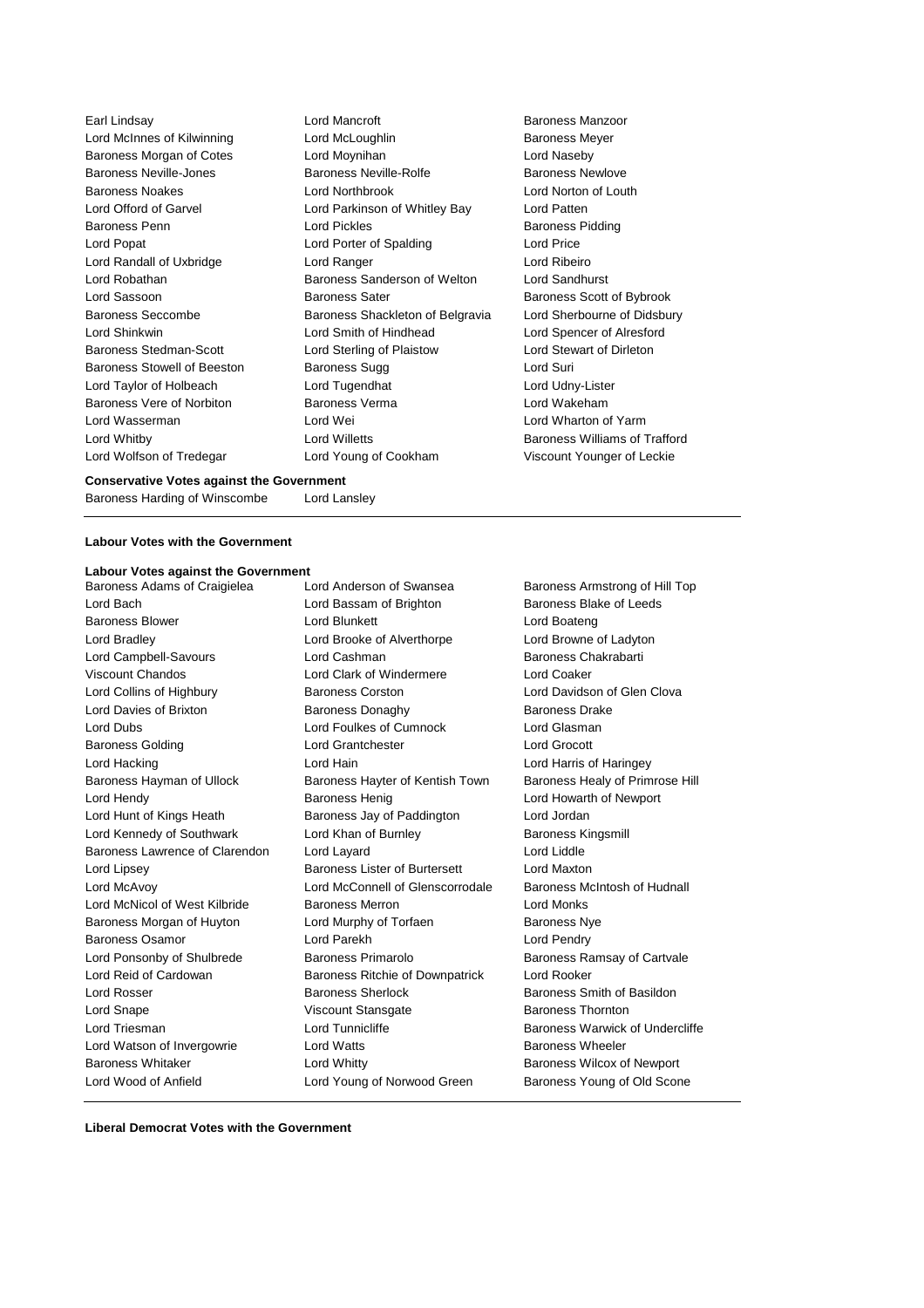Earl Lindsay
Lord Mancroft
Baroness Manzoor
Lord McInnes of Kilwinning
Lord McLoughlin
Baroness Meyer
Baroness Morgan of Cotes
Lord Moynihan
Lord Naseby
Baroness Neville-Jones
Baroness Neville-Rolfe
Baroness Newlove
Baroness Noakes
Lord Northbrook
Lord Norton of Louth
Lord Offord of Garvel
Lord Parkinson of Whitley Bay
Lord Patten
Baroness Penn
Lord Pickles
Baroness Pidding
Lord Popat
Lord Porter of Spalding
Lord Price
Lord Randall of Uxbridge
Lord Ranger
Lord Ribeiro
Lord Robathan
Baroness Sanderson of Welton
Lord Sandhurst
Lord Sassoon
Baroness Sater
Baroness Scott of Bybrook
Baroness Seccombe
Baroness Shackleton of Belgravia
Lord Sherbourne of Didsbury
Lord Shinkwin
Lord Smith of Hindhead
Lord Spencer of Alresford
Baroness Stedman-Scott
Lord Sterling of Plaistow
Lord Stewart of Dirleton
Baroness Stowell of Beeston
Baroness Sugg
Lord Suri
Lord Taylor of Holbeach
Lord Tugendhat
Lord Udny-Lister
Baroness Vere of Norbiton
Baroness Verma
Lord Wakeham
Lord Wasserman
Lord Wei
Lord Wharton of Yarm
Lord Whitby
Lord Willetts
Baroness Williams of Trafford
Lord Wolfson of Tredegar
Lord Young of Cookham
Viscount Younger of Leckie

**Conservative Votes against the Government**

Baroness Harding of Winscombe
Lord Lansley

**Labour Votes with the Government**

**Labour Votes against the Government**

Baroness Adams of Craigielea
Lord Anderson of Swansea
Baroness Armstrong of Hill Top
Lord Bach
Lord Bassam of Brighton
Baroness Blake of Leeds
Baroness Blower
Lord Blunkett
Lord Boateng
Lord Bradley
Lord Brooke of Alverthorpe
Lord Browne of Ladyton
Lord Campbell-Savours
Lord Cashman
Baroness Chakrabarti
Viscount Chandos
Lord Clark of Windermere
Lord Coaker
Lord Collins of Highbury
Baroness Corston
Lord Davidson of Glen Clova
Lord Davies of Brixton
Baroness Donaghy
Baroness Drake
Lord Dubs
Lord Foulkes of Cumnock
Lord Glasman
Baroness Golding
Lord Grantchester
Lord Grocott
Lord Hacking
Lord Hain
Lord Harris of Haringey
Baroness Hayman of Ullock
Baroness Hayter of Kentish Town
Baroness Healy of Primrose Hill
Lord Hendy
Baroness Henig
Lord Howarth of Newport
Lord Hunt of Kings Heath
Baroness Jay of Paddington
Lord Jordan
Lord Kennedy of Southwark
Lord Khan of Burnley
Baroness Kingsmill
Baroness Lawrence of Clarendon
Lord Layard
Lord Liddle
Lord Lipsey
Baroness Lister of Burtersett
Lord Maxton
Lord McAvoy
Lord McConnell of Glenscorrodale
Baroness McIntosh of Hudnall
Lord McNicol of West Kilbride
Baroness Merron
Lord Monks
Baroness Morgan of Huyton
Lord Murphy of Torfaen
Baroness Nye
Baroness Osamor
Lord Parekh
Lord Pendry
Lord Ponsonby of Shulbrede
Baroness Primarolo
Baroness Ramsay of Cartvale
Lord Reid of Cardowan
Baroness Ritchie of Downpatrick
Lord Rooker
Lord Rosser
Baroness Sherlock
Baroness Smith of Basildon
Lord Snape
Viscount Stansgate
Baroness Thornton
Lord Triesman
Lord Tunnicliffe
Baroness Warwick of Undercliffe
Lord Watson of Invergowrie
Lord Watts
Baroness Wheeler
Baroness Whitaker
Lord Whitty
Baroness Wilcox of Newport
Lord Wood of Anfield
Lord Young of Norwood Green
Baroness Young of Old Scone

**Liberal Democrat Votes with the Government**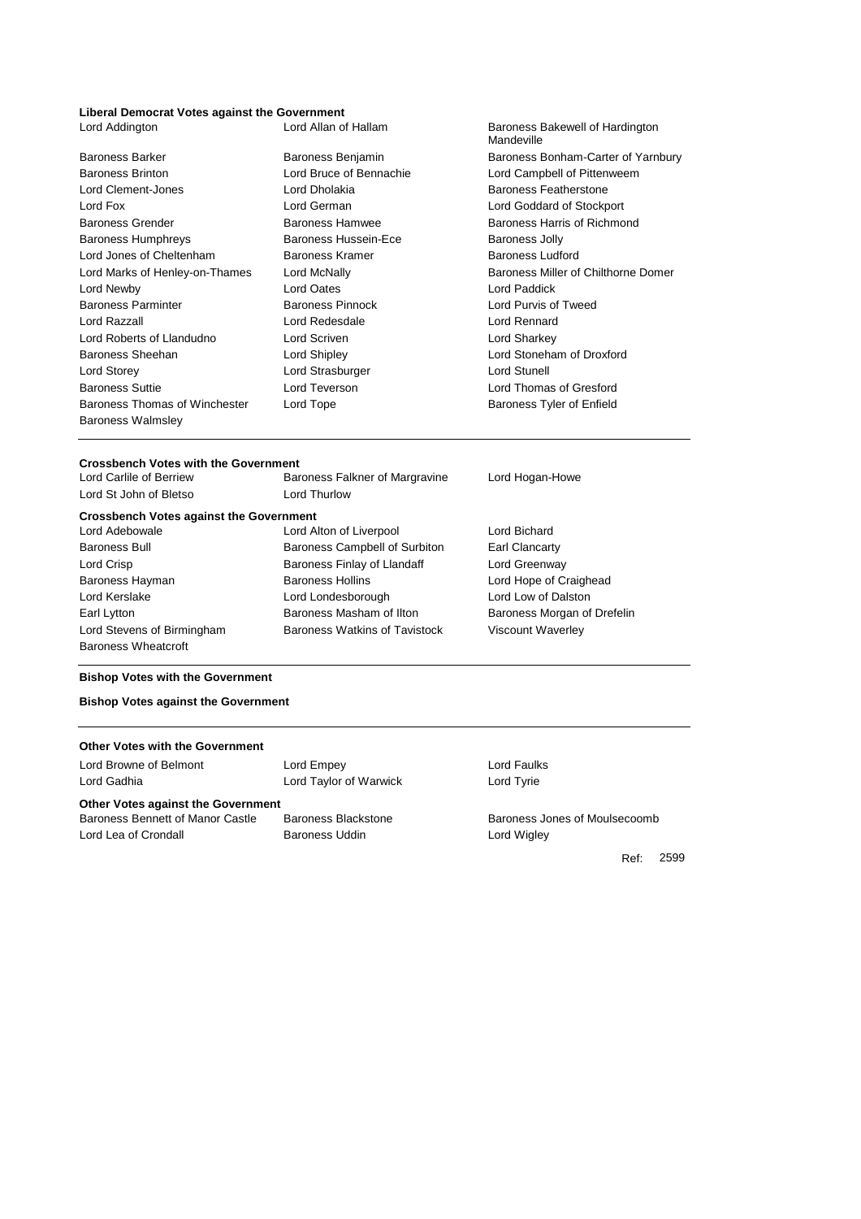**Liberal Democrat Votes against the Government**

| | | |
|---|---|---|
| Lord Addington | Lord Allan of Hallam | Baroness Bakewell of Hardington Mandeville |
| Baroness Barker | Baroness Benjamin | Baroness Bonham-Carter of Yarnbury |
| Baroness Brinton | Lord Bruce of Bennachie | Lord Campbell of Pittenweem |
| Lord Clement-Jones | Lord Dholakia | Baroness Featherstone |
| Lord Fox | Lord German | Lord Goddard of Stockport |
| Baroness Grender | Baroness Hamwee | Baroness Harris of Richmond |
| Baroness Humphreys | Baroness Hussein-Ece | Baroness Jolly |
| Lord Jones of Cheltenham | Baroness Kramer | Baroness Ludford |
| Lord Marks of Henley-on-Thames | Lord McNally | Baroness Miller of Chilthorne Domer |
| Lord Newby | Lord Oates | Lord Paddick |
| Baroness Parminter | Baroness Pinnock | Lord Purvis of Tweed |
| Lord Razzall | Lord Redesdale | Lord Rennard |
| Lord Roberts of Llandudno | Lord Scriven | Lord Sharkey |
| Baroness Sheehan | Lord Shipley | Lord Stoneham of Droxford |
| Lord Storey | Lord Strasburger | Lord Stunell |
| Baroness Suttie | Lord Teverson | Lord Thomas of Gresford |
| Baroness Thomas of Winchester | Lord Tope | Baroness Tyler of Enfield |
| Baroness Walmsley | | |

**Crossbench Votes with the Government**

| | | |
|---|---|---|
| Lord Carlile of Berriew | Baroness Falkner of Margravine | Lord Hogan-Howe |
| Lord St John of Bletso | Lord Thurlow | |

**Crossbench Votes against the Government**

| | | |
|---|---|---|
| Lord Adebowale | Lord Alton of Liverpool | Lord Bichard |
| Baroness Bull | Baroness Campbell of Surbiton | Earl Clancarty |
| Lord Crisp | Baroness Finlay of Llandaff | Lord Greenway |
| Baroness Hayman | Baroness Hollins | Lord Hope of Craighead |
| Lord Kerslake | Lord Londesborough | Lord Low of Dalston |
| Earl Lytton | Baroness Masham of Ilton | Baroness Morgan of Drefelin |
| Lord Stevens of Birmingham | Baroness Watkins of Tavistock | Viscount Waverley |
| Baroness Wheatcroft | | |

**Bishop Votes with the Government**

**Bishop Votes against the Government**

**Other Votes with the Government**

| | | |
|---|---|---|
| Lord Browne of Belmont | Lord Empey | Lord Faulks |
| Lord Gadhia | Lord Taylor of Warwick | Lord Tyrie |

**Other Votes against the Government**

| | | |
|---|---|---|
| Baroness Bennett of Manor Castle | Baroness Blackstone | Baroness Jones of Moulsecoomb |
| Lord Lea of Crondall | Baroness Uddin | Lord Wigley |

Ref: 2599